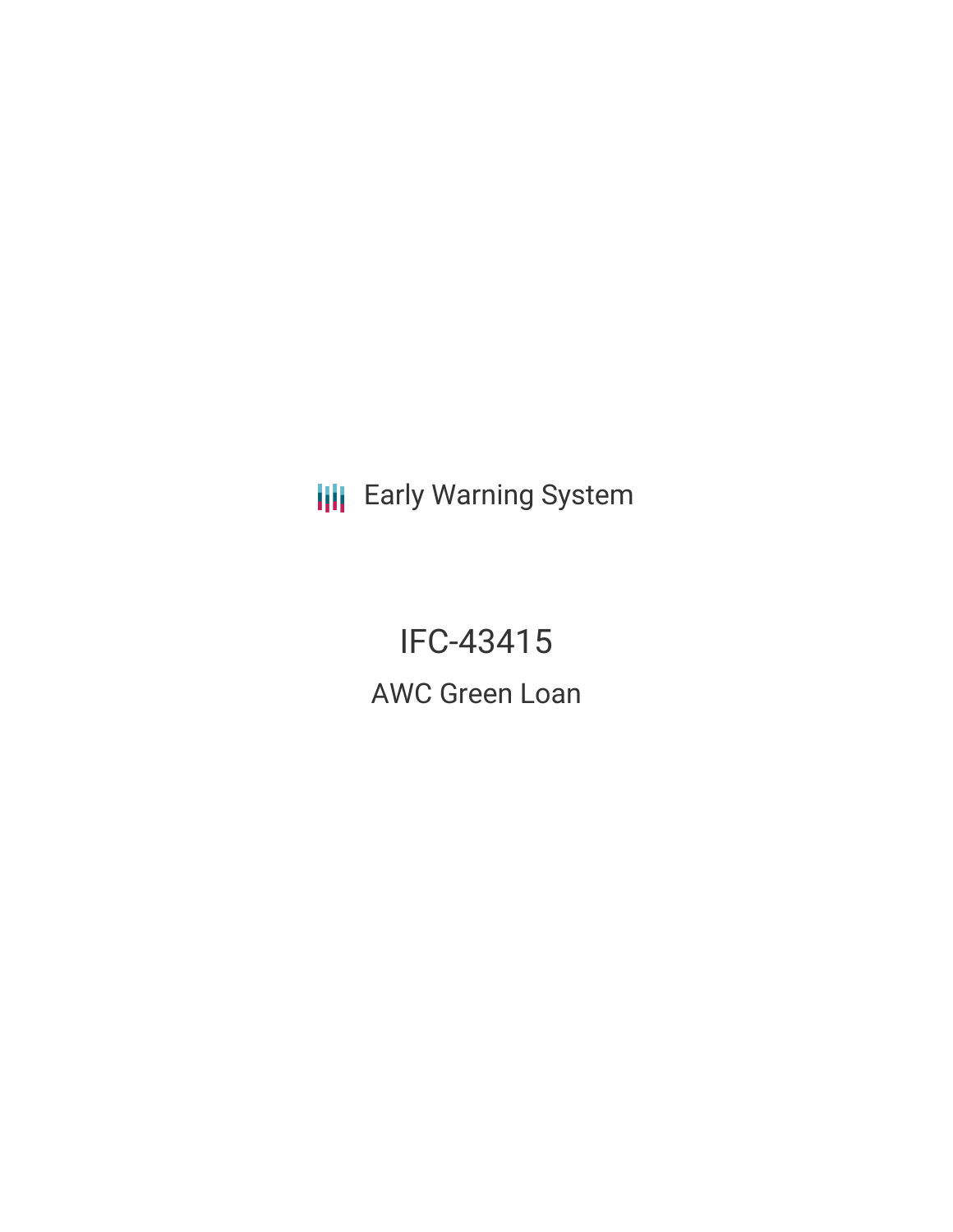Early Warning System

# IFC-43415

## AWC Green Loan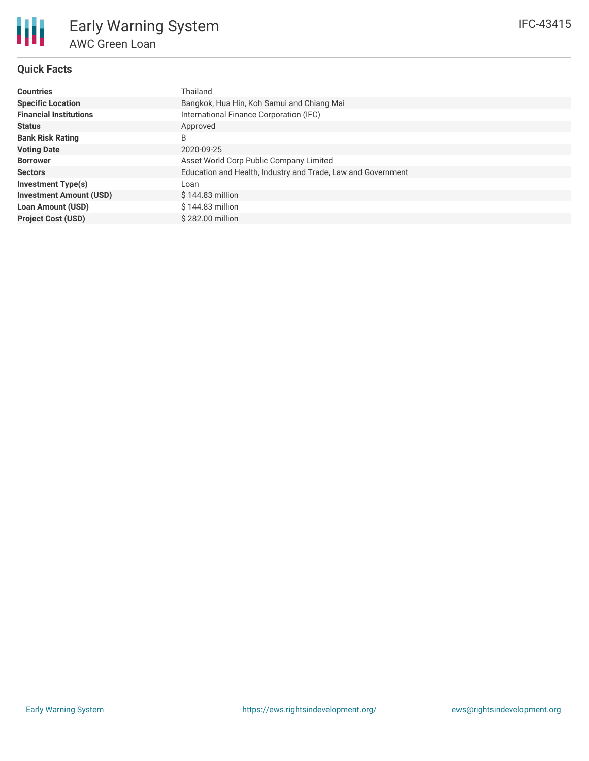# Early Warning System

## AWC Green Loan

IFC-43415

### Quick Facts

| | |
|---|---|
| **Countries** | Thailand |
| **Specific Location** | Bangkok, Hua Hin, Koh Samui and Chiang Mai |
| **Financial Institutions** | International Finance Corporation (IFC) |
| **Status** | Approved |
| **Bank Risk Rating** | B |
| **Voting Date** | 2020-09-25 |
| **Borrower** | Asset World Corp Public Company Limited |
| **Sectors** | Education and Health, Industry and Trade, Law and Government |
| **Investment Type(s)** | Loan |
| **Investment Amount (USD)** | $ 144.83 million |
| **Loan Amount (USD)** | $ 144.83 million |
| **Project Cost (USD)** | $ 282.00 million |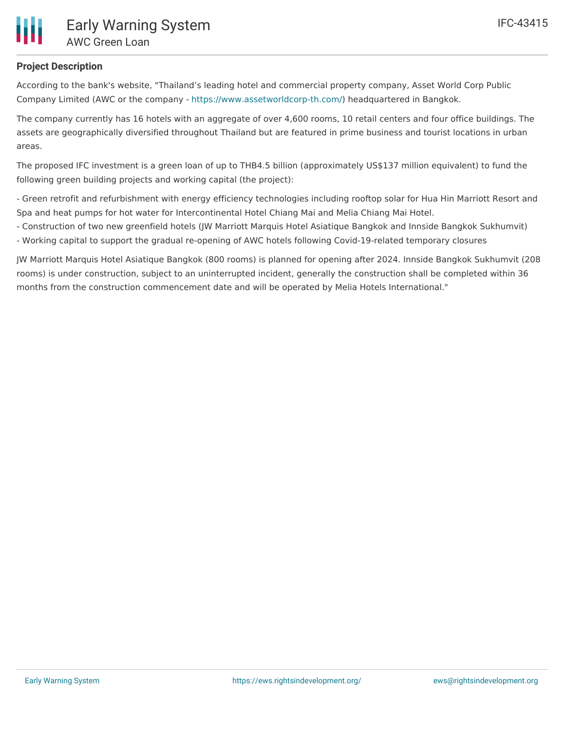### Project Description

According to the bank's website, "Thailand's leading hotel and commercial property company, Asset World Corp Public Company Limited (AWC or the company - https://www.assetworldcorp-th.com/) headquartered in Bangkok.

The company currently has 16 hotels with an aggregate of over 4,600 rooms, 10 retail centers and four office buildings. The assets are geographically diversified throughout Thailand but are featured in prime business and tourist locations in urban areas.

The proposed IFC investment is a green loan of up to THB4.5 billion (approximately US$137 million equivalent) to fund the following green building projects and working capital (the project):

- Green retrofit and refurbishment with energy efficiency technologies including rooftop solar for Hua Hin Marriott Resort and Spa and heat pumps for hot water for Intercontinental Hotel Chiang Mai and Melia Chiang Mai Hotel.
- Construction of two new greenfield hotels (JW Marriott Marquis Hotel Asiatique Bangkok and Innside Bangkok Sukhumvit)
- Working capital to support the gradual re-opening of AWC hotels following Covid-19-related temporary closures

JW Marriott Marquis Hotel Asiatique Bangkok (800 rooms) is planned for opening after 2024. Innside Bangkok Sukhumvit (208 rooms) is under construction, subject to an uninterrupted incident, generally the construction shall be completed within 36 months from the construction commencement date and will be operated by Melia Hotels International."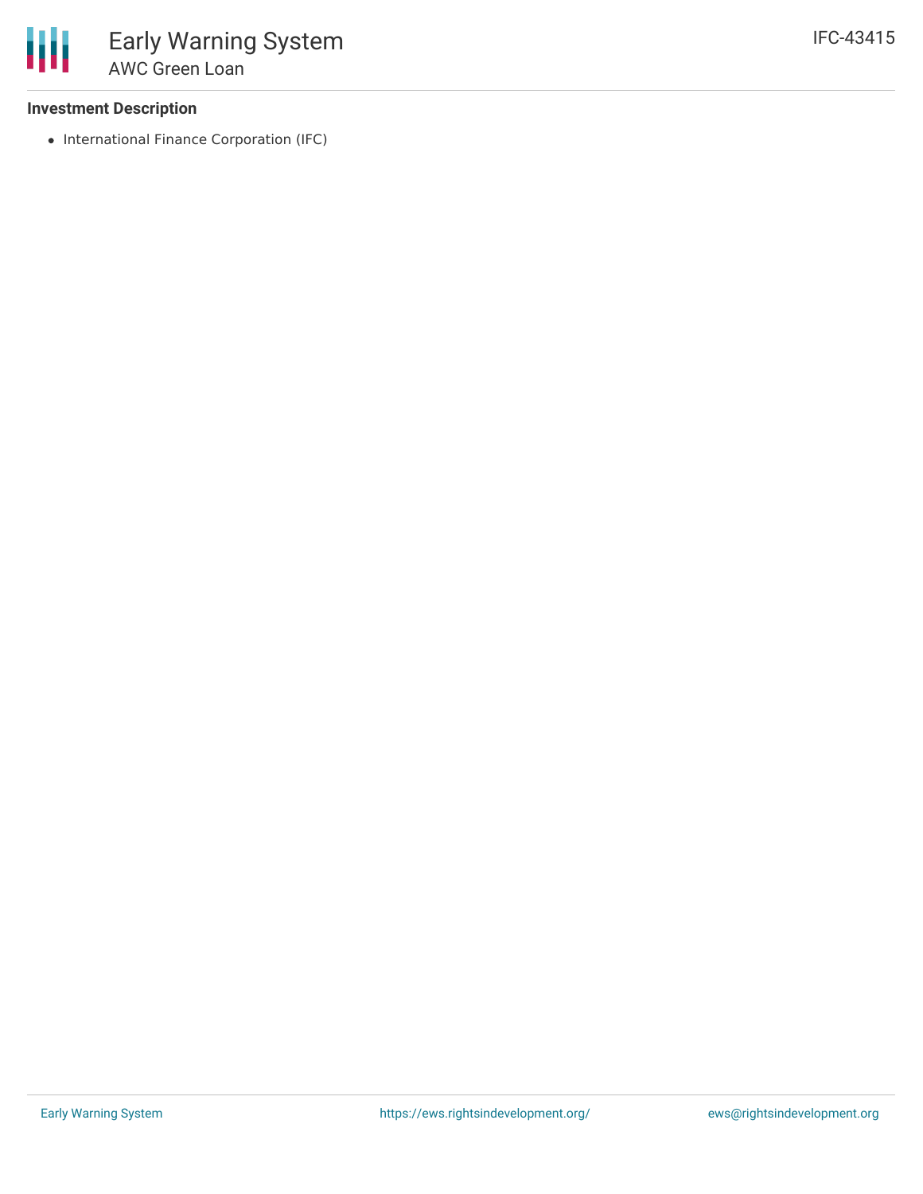### Investment Description

- International Finance Corporation (IFC)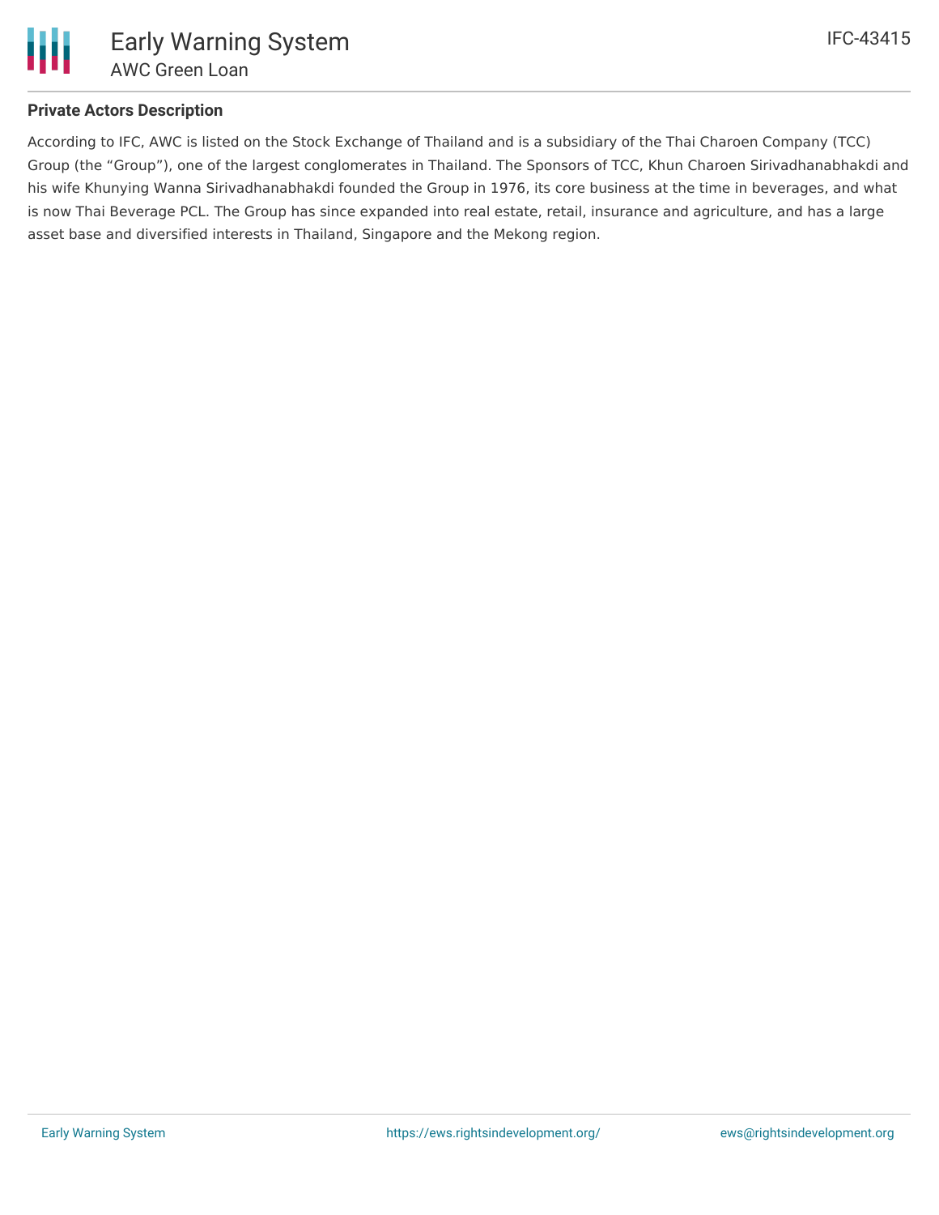## Private Actors Description

According to IFC, AWC is listed on the Stock Exchange of Thailand and is a subsidiary of the Thai Charoen Company (TCC) Group (the “Group”), one of the largest conglomerates in Thailand. The Sponsors of TCC, Khun Charoen Sirivadhanabhakdi and his wife Khunying Wanna Sirivadhanabhakdi founded the Group in 1976, its core business at the time in beverages, and what is now Thai Beverage PCL. The Group has since expanded into real estate, retail, insurance and agriculture, and has a large asset base and diversified interests in Thailand, Singapore and the Mekong region.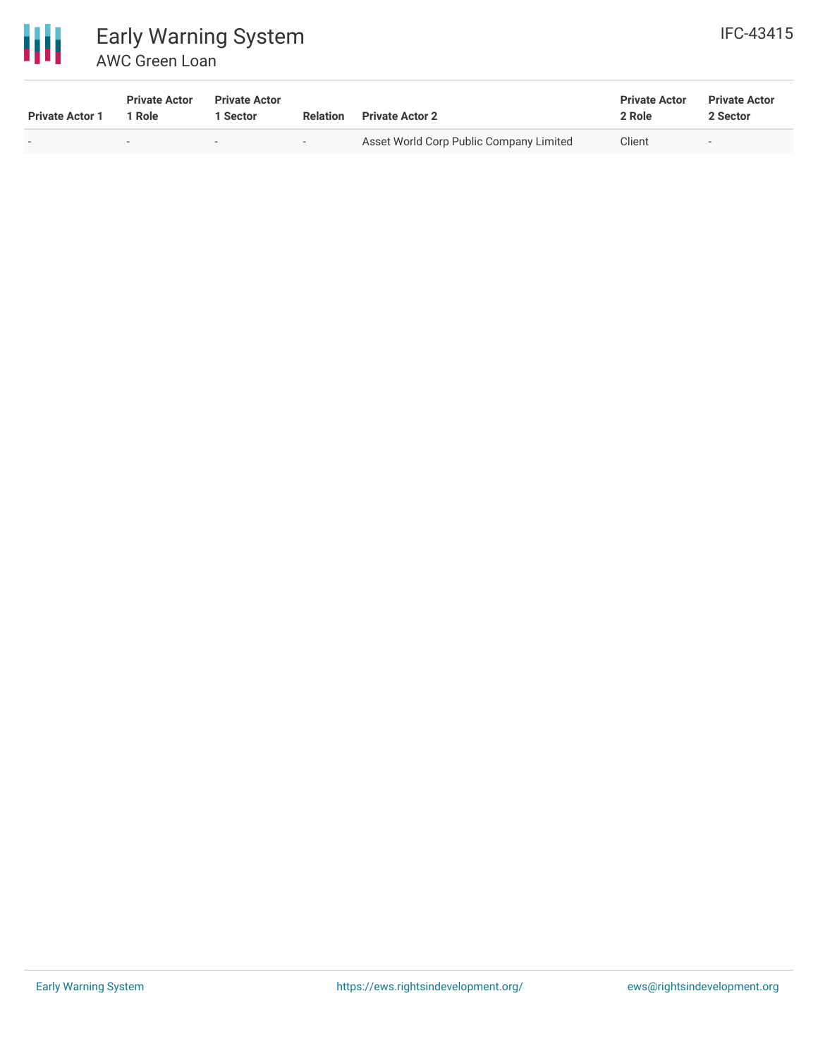| Private Actor 1 | Private Actor 1 Role | Private Actor 1 Sector | Relation | Private Actor 2 | Private Actor 2 Role | Private Actor 2 Sector |
|---|---|---|---|---|---|---|
| - | - | - | - | Asset World Corp Public Company Limited | Client | - |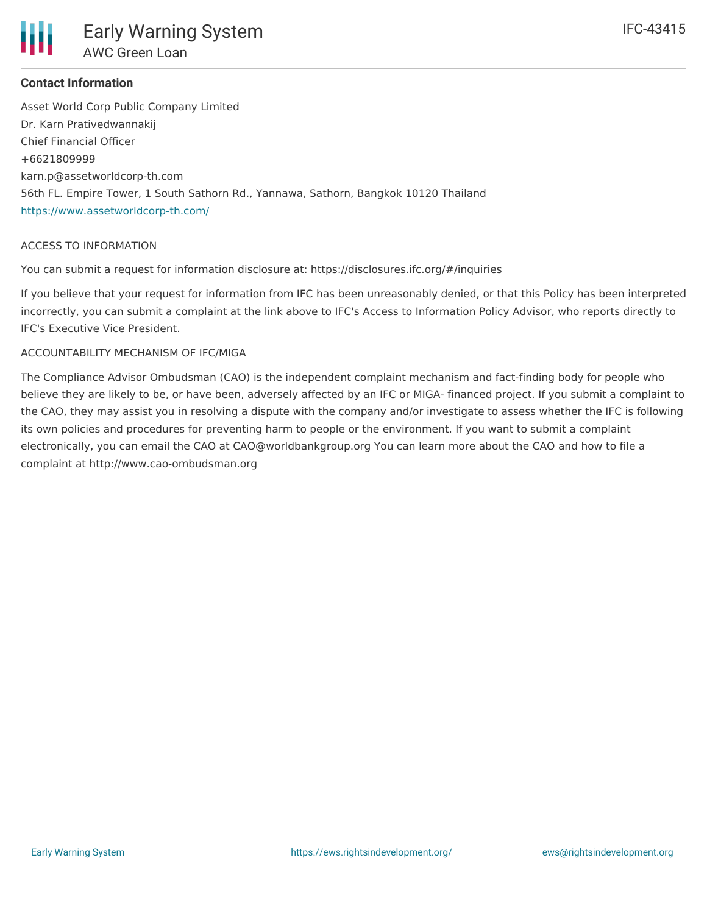### Contact Information

Asset World Corp Public Company Limited
Dr. Karn Prativedwannakij
Chief Financial Officer
+6621809999
karn.p@assetworldcorp-th.com
56th FL. Empire Tower, 1 South Sathorn Rd., Yannawa, Sathorn, Bangkok 10120 Thailand
https://www.assetworldcorp-th.com/

ACCESS TO INFORMATION

You can submit a request for information disclosure at: https://disclosures.ifc.org/#/inquiries

If you believe that your request for information from IFC has been unreasonably denied, or that this Policy has been interpreted incorrectly, you can submit a complaint at the link above to IFC's Access to Information Policy Advisor, who reports directly to IFC's Executive Vice President.

ACCOUNTABILITY MECHANISM OF IFC/MIGA

The Compliance Advisor Ombudsman (CAO) is the independent complaint mechanism and fact-finding body for people who believe they are likely to be, or have been, adversely affected by an IFC or MIGA- financed project. If you submit a complaint to the CAO, they may assist you in resolving a dispute with the company and/or investigate to assess whether the IFC is following its own policies and procedures for preventing harm to people or the environment. If you want to submit a complaint electronically, you can email the CAO at CAO@worldbankgroup.org You can learn more about the CAO and how to file a complaint at http://www.cao-ombudsman.org